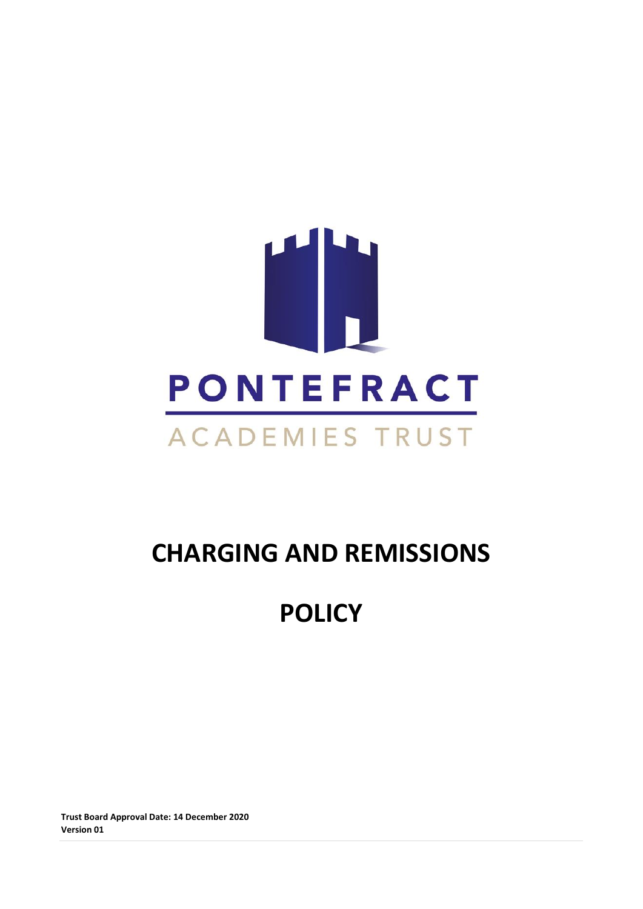PONTEFRACT

ACADEMIES TRUST

# CHARGING AND REMISSIONS

# POLICY

**Trust Board Approval Date: 14 December 2020**
**Version 01**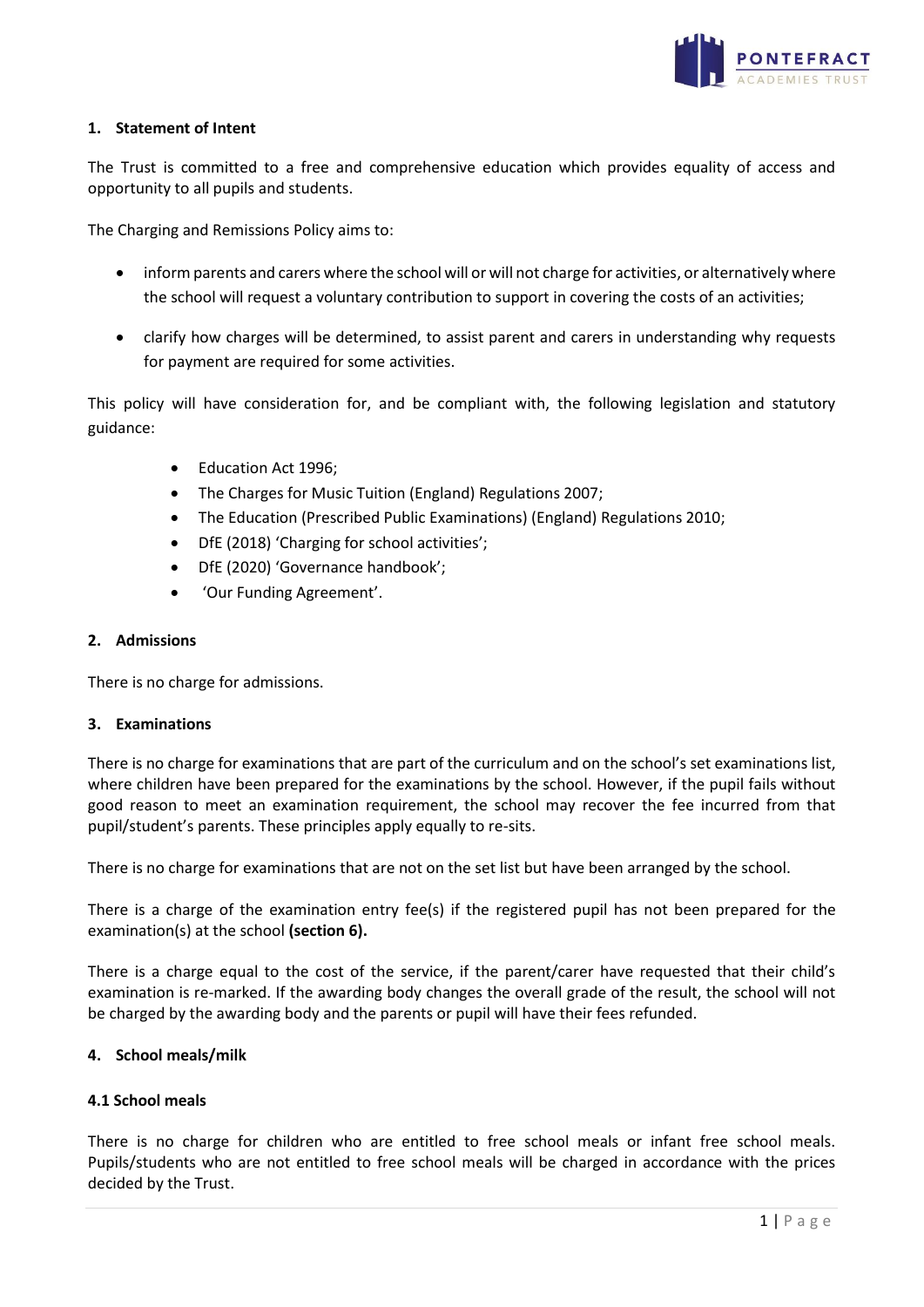## 1. Statement of Intent

The Trust is committed to a free and comprehensive education which provides equality of access and opportunity to all pupils and students.

The Charging and Remissions Policy aims to:

- inform parents and carers where the school will or will not charge for activities, or alternatively where the school will request a voluntary contribution to support in covering the costs of an activities;
- clarify how charges will be determined, to assist parent and carers in understanding why requests for payment are required for some activities.

This policy will have consideration for, and be compliant with, the following legislation and statutory guidance:

- Education Act 1996;
- The Charges for Music Tuition (England) Regulations 2007;
- The Education (Prescribed Public Examinations) (England) Regulations 2010;
- DfE (2018) 'Charging for school activities';
- DfE (2020) 'Governance handbook';
- 'Our Funding Agreement'.

## 2. Admissions

There is no charge for admissions.

## 3. Examinations

There is no charge for examinations that are part of the curriculum and on the school's set examinations list, where children have been prepared for the examinations by the school. However, if the pupil fails without good reason to meet an examination requirement, the school may recover the fee incurred from that pupil/student's parents. These principles apply equally to re-sits.

There is no charge for examinations that are not on the set list but have been arranged by the school.

There is a charge of the examination entry fee(s) if the registered pupil has not been prepared for the examination(s) at the school **(section 6).**

There is a charge equal to the cost of the service, if the parent/carer have requested that their child's examination is re-marked. If the awarding body changes the overall grade of the result, the school will not be charged by the awarding body and the parents or pupil will have their fees refunded.

## 4. School meals/milk

### 4.1 School meals

There is no charge for children who are entitled to free school meals or infant free school meals. Pupils/students who are not entitled to free school meals will be charged in accordance with the prices decided by the Trust.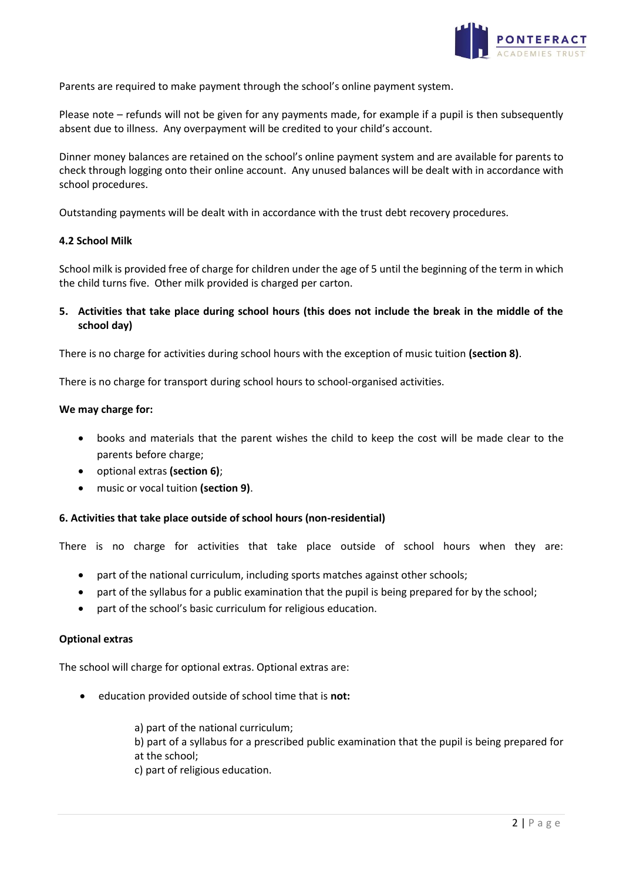Parents are required to make payment through the school's online payment system.

Please note – refunds will not be given for any payments made, for example if a pupil is then subsequently absent due to illness. Any overpayment will be credited to your child's account.

Dinner money balances are retained on the school's online payment system and are available for parents to check through logging onto their online account. Any unused balances will be dealt with in accordance with school procedures.

Outstanding payments will be dealt with in accordance with the trust debt recovery procedures.

### 4.2 School Milk

School milk is provided free of charge for children under the age of 5 until the beginning of the term in which the child turns five. Other milk provided is charged per carton.

## 5. Activities that take place during school hours (this does not include the break in the middle of the school day)

There is no charge for activities during school hours with the exception of music tuition **(section 8)**.

There is no charge for transport during school hours to school-organised activities.

**We may charge for:**

- books and materials that the parent wishes the child to keep the cost will be made clear to the parents before charge;
- optional extras **(section 6)**;
- music or vocal tuition **(section 9)**.

## 6. Activities that take place outside of school hours (non-residential)

There is no charge for activities that take place outside of school hours when they are:

- part of the national curriculum, including sports matches against other schools;
- part of the syllabus for a public examination that the pupil is being prepared for by the school;
- part of the school's basic curriculum for religious education.

**Optional extras**

The school will charge for optional extras. Optional extras are:

- education provided outside of school time that is **not:**

  a) part of the national curriculum;
  b) part of a syllabus for a prescribed public examination that the pupil is being prepared for at the school;
  c) part of religious education.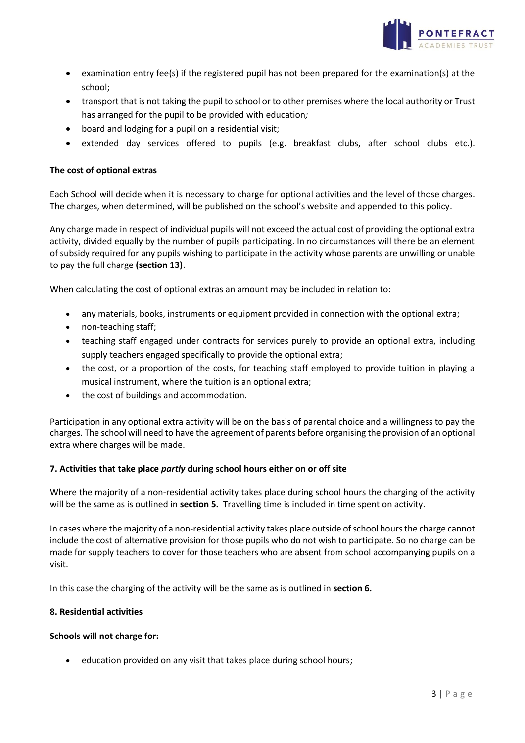- examination entry fee(s) if the registered pupil has not been prepared for the examination(s) at the school;
- transport that is not taking the pupil to school or to other premises where the local authority or Trust has arranged for the pupil to be provided with education*;*
- board and lodging for a pupil on a residential visit;
- extended day services offered to pupils (e.g. breakfast clubs, after school clubs etc.).

**The cost of optional extras**

Each School will decide when it is necessary to charge for optional activities and the level of those charges. The charges, when determined, will be published on the school's website and appended to this policy.

Any charge made in respect of individual pupils will not exceed the actual cost of providing the optional extra activity, divided equally by the number of pupils participating. In no circumstances will there be an element of subsidy required for any pupils wishing to participate in the activity whose parents are unwilling or unable to pay the full charge **(section 13)**.

When calculating the cost of optional extras an amount may be included in relation to:

- any materials, books, instruments or equipment provided in connection with the optional extra;
- non-teaching staff;
- teaching staff engaged under contracts for services purely to provide an optional extra, including supply teachers engaged specifically to provide the optional extra;
- the cost, or a proportion of the costs, for teaching staff employed to provide tuition in playing a musical instrument, where the tuition is an optional extra;
- the cost of buildings and accommodation.

Participation in any optional extra activity will be on the basis of parental choice and a willingness to pay the charges. The school will need to have the agreement of parents before organising the provision of an optional extra where charges will be made.

**7. Activities that take place *partly* during school hours either on or off site**

Where the majority of a non-residential activity takes place during school hours the charging of the activity will be the same as is outlined in **section 5.** Travelling time is included in time spent on activity.

In cases where the majority of a non-residential activity takes place outside of school hours the charge cannot include the cost of alternative provision for those pupils who do not wish to participate. So no charge can be made for supply teachers to cover for those teachers who are absent from school accompanying pupils on a visit.

In this case the charging of the activity will be the same as is outlined in **section 6.**

**8. Residential activities**

**Schools will not charge for:**

- education provided on any visit that takes place during school hours;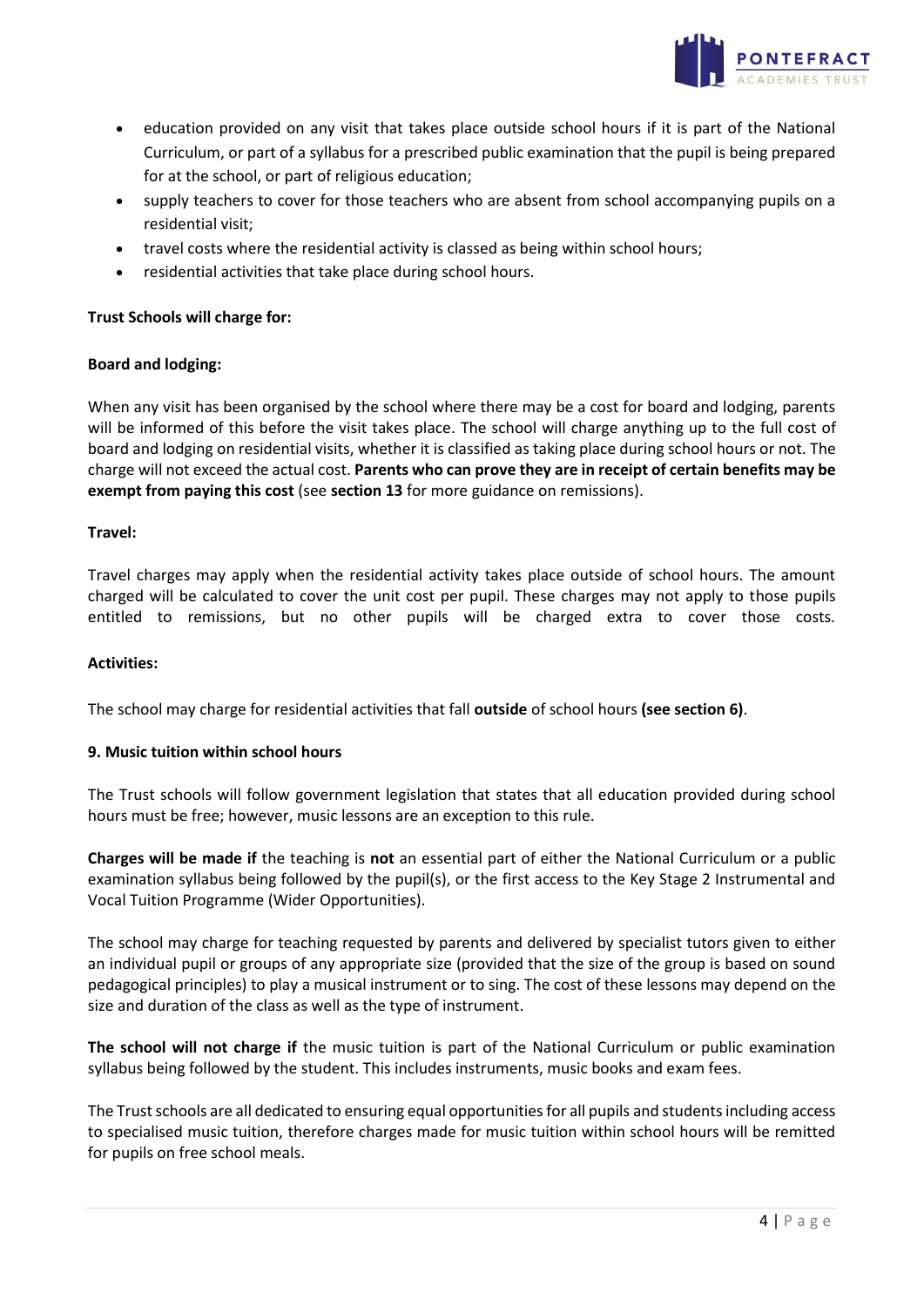- education provided on any visit that takes place outside school hours if it is part of the National Curriculum, or part of a syllabus for a prescribed public examination that the pupil is being prepared for at the school, or part of religious education;
- supply teachers to cover for those teachers who are absent from school accompanying pupils on a residential visit;
- travel costs where the residential activity is classed as being within school hours;
- residential activities that take place during school hours.

**Trust Schools will charge for:**

**Board and lodging:**

When any visit has been organised by the school where there may be a cost for board and lodging, parents will be informed of this before the visit takes place. The school will charge anything up to the full cost of board and lodging on residential visits, whether it is classified as taking place during school hours or not. The charge will not exceed the actual cost. **Parents who can prove they are in receipt of certain benefits may be exempt from paying this cost** (see **section 13** for more guidance on remissions).

**Travel:**

Travel charges may apply when the residential activity takes place outside of school hours. The amount charged will be calculated to cover the unit cost per pupil. These charges may not apply to those pupils entitled to remissions, but no other pupils will be charged extra to cover those costs.

**Activities:**

The school may charge for residential activities that fall **outside** of school hours **(see section 6)**.

**9. Music tuition within school hours**

The Trust schools will follow government legislation that states that all education provided during school hours must be free; however, music lessons are an exception to this rule.

**Charges will be made if** the teaching is **not** an essential part of either the National Curriculum or a public examination syllabus being followed by the pupil(s), or the first access to the Key Stage 2 Instrumental and Vocal Tuition Programme (Wider Opportunities).

The school may charge for teaching requested by parents and delivered by specialist tutors given to either an individual pupil or groups of any appropriate size (provided that the size of the group is based on sound pedagogical principles) to play a musical instrument or to sing. The cost of these lessons may depend on the size and duration of the class as well as the type of instrument.

**The school will not charge if** the music tuition is part of the National Curriculum or public examination syllabus being followed by the student. This includes instruments, music books and exam fees.

The Trust schools are all dedicated to ensuring equal opportunities for all pupils and students including access to specialised music tuition, therefore charges made for music tuition within school hours will be remitted for pupils on free school meals.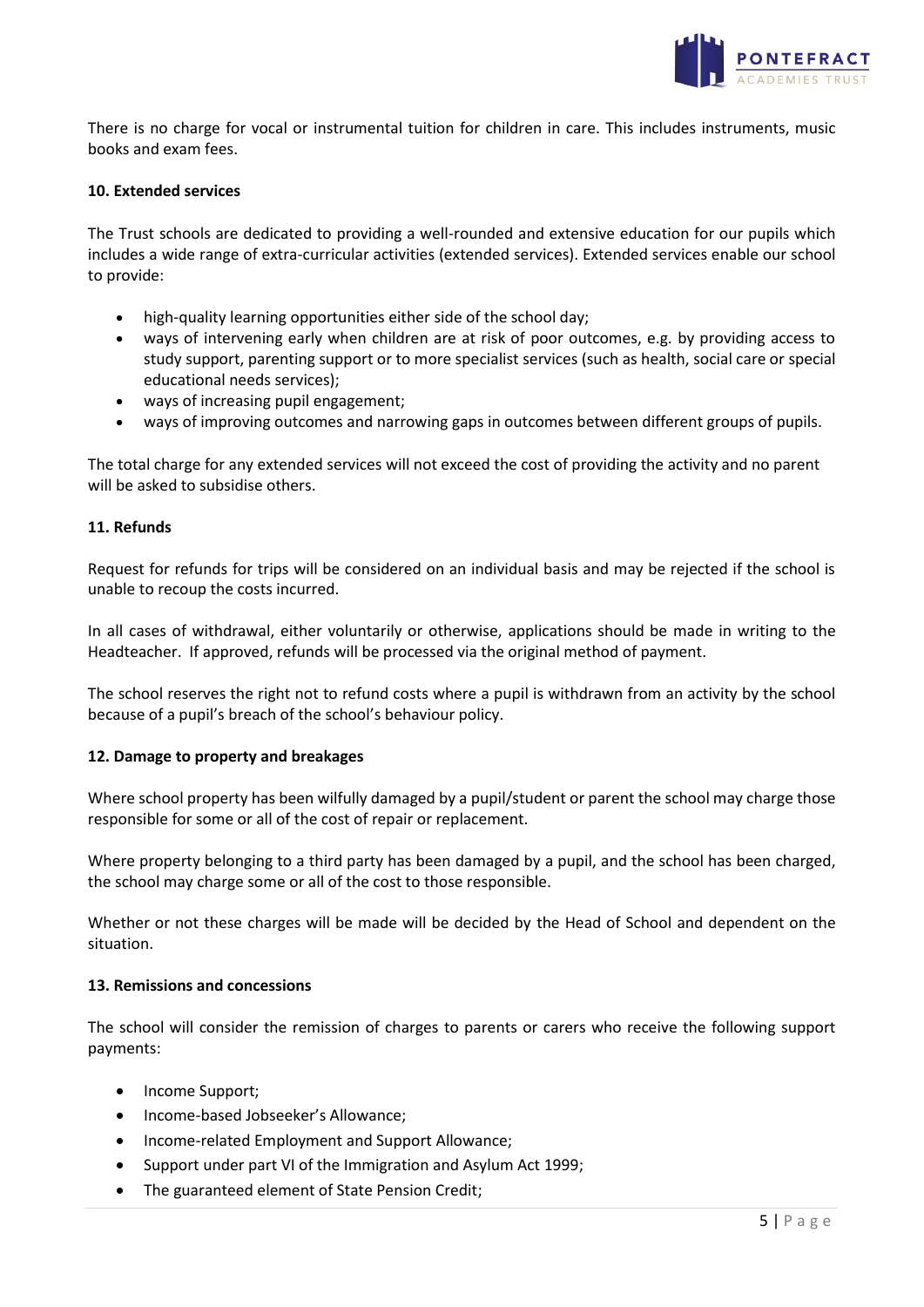There is no charge for vocal or instrumental tuition for children in care. This includes instruments, music books and exam fees.

**10. Extended services**

The Trust schools are dedicated to providing a well-rounded and extensive education for our pupils which includes a wide range of extra-curricular activities (extended services). Extended services enable our school to provide:

- high-quality learning opportunities either side of the school day;
- ways of intervening early when children are at risk of poor outcomes, e.g. by providing access to study support, parenting support or to more specialist services (such as health, social care or special educational needs services);
- ways of increasing pupil engagement;
- ways of improving outcomes and narrowing gaps in outcomes between different groups of pupils.

The total charge for any extended services will not exceed the cost of providing the activity and no parent will be asked to subsidise others.

**11. Refunds**

Request for refunds for trips will be considered on an individual basis and may be rejected if the school is unable to recoup the costs incurred.

In all cases of withdrawal, either voluntarily or otherwise, applications should be made in writing to the Headteacher. If approved, refunds will be processed via the original method of payment.

The school reserves the right not to refund costs where a pupil is withdrawn from an activity by the school because of a pupil's breach of the school's behaviour policy.

**12. Damage to property and breakages**

Where school property has been wilfully damaged by a pupil/student or parent the school may charge those responsible for some or all of the cost of repair or replacement.

Where property belonging to a third party has been damaged by a pupil, and the school has been charged, the school may charge some or all of the cost to those responsible.

Whether or not these charges will be made will be decided by the Head of School and dependent on the situation.

**13. Remissions and concessions**

The school will consider the remission of charges to parents or carers who receive the following support payments:

- Income Support;
- Income-based Jobseeker's Allowance;
- Income-related Employment and Support Allowance;
- Support under part VI of the Immigration and Asylum Act 1999;
- The guaranteed element of State Pension Credit;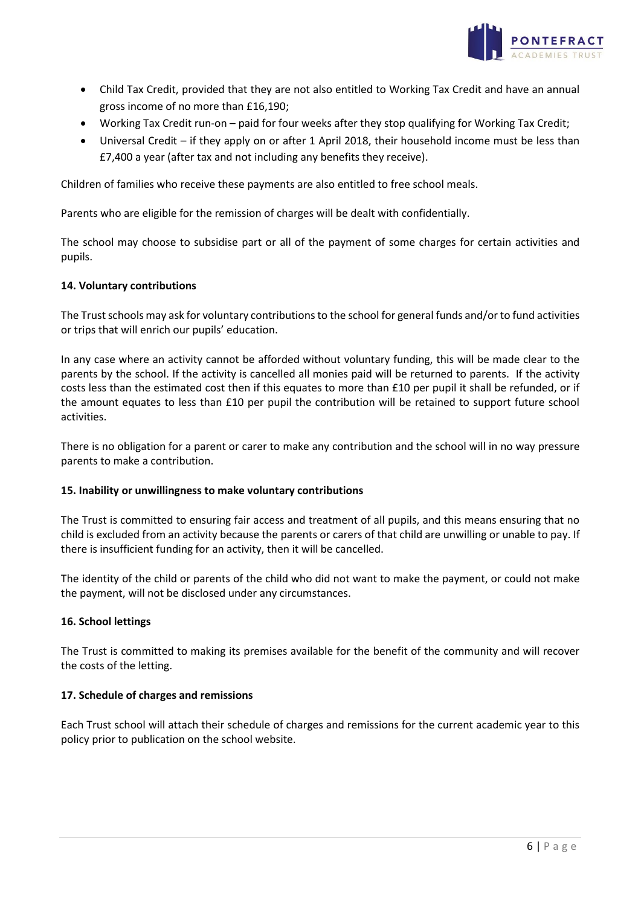- Child Tax Credit, provided that they are not also entitled to Working Tax Credit and have an annual gross income of no more than £16,190;
- Working Tax Credit run-on – paid for four weeks after they stop qualifying for Working Tax Credit;
- Universal Credit – if they apply on or after 1 April 2018, their household income must be less than £7,400 a year (after tax and not including any benefits they receive).

Children of families who receive these payments are also entitled to free school meals.

Parents who are eligible for the remission of charges will be dealt with confidentially.

The school may choose to subsidise part or all of the payment of some charges for certain activities and pupils.

**14. Voluntary contributions**

The Trust schools may ask for voluntary contributions to the school for general funds and/or to fund activities or trips that will enrich our pupils' education.

In any case where an activity cannot be afforded without voluntary funding, this will be made clear to the parents by the school. If the activity is cancelled all monies paid will be returned to parents. If the activity costs less than the estimated cost then if this equates to more than £10 per pupil it shall be refunded, or if the amount equates to less than £10 per pupil the contribution will be retained to support future school activities.

There is no obligation for a parent or carer to make any contribution and the school will in no way pressure parents to make a contribution.

**15. Inability or unwillingness to make voluntary contributions**

The Trust is committed to ensuring fair access and treatment of all pupils, and this means ensuring that no child is excluded from an activity because the parents or carers of that child are unwilling or unable to pay. If there is insufficient funding for an activity, then it will be cancelled.

The identity of the child or parents of the child who did not want to make the payment, or could not make the payment, will not be disclosed under any circumstances.

**16. School lettings**

The Trust is committed to making its premises available for the benefit of the community and will recover the costs of the letting.

**17. Schedule of charges and remissions**

Each Trust school will attach their schedule of charges and remissions for the current academic year to this policy prior to publication on the school website.